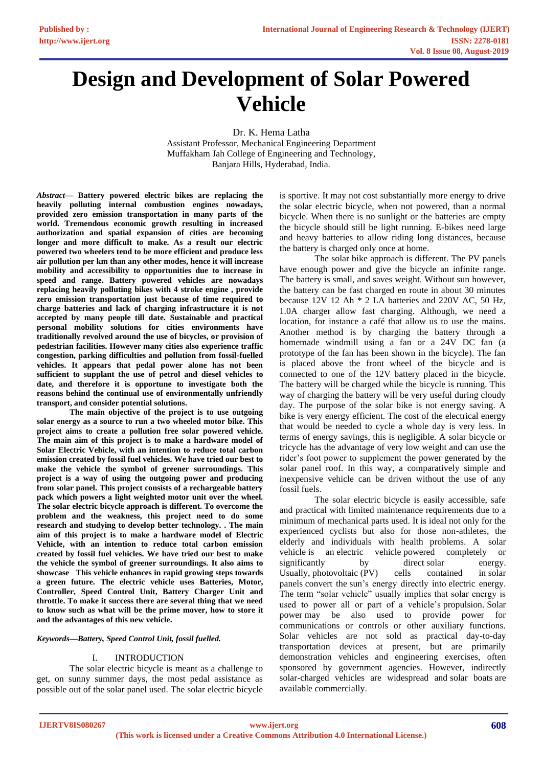# Design and Development of Solar Powered Vehicle

Dr. K. Hema Latha
Assistant Professor, Mechanical Engineering Department
Muffakham Jah College of Engineering and Technology,
Banjara Hills, Hyderabad, India.

***Abstract*— Battery powered electric bikes are replacing the heavily polluting internal combustion engines nowadays, provided zero emission transportation in many parts of the world. Tremendous economic growth resulting in increased authorization and spatial expansion of cities are becoming longer and more difficult to make. As a result our electric powered two wheelers tend to be more efficient and produce less air pollution per km than any other modes, hence it will increase mobility and accessibility to opportunities due to increase in speed and range. Battery powered vehicles are nowadays replacing heavily polluting bikes with 4 stroke engine , provide zero emission transportation just because of time required to charge batteries and lack of charging infrastructure it is not accepted by many people till date. Sustainable and practical personal mobility solutions for cities environments have traditionally revolved around the use of bicycles, or provision of pedestrian facilities. However many cities also experience traffic congestion, parking difficulties and pollution from fossil-fuelled vehicles. It appears that pedal power alone has not been sufficient to supplant the use of petrol and diesel vehicles to date, and therefore it is opportune to investigate both the reasons behind the continual use of environmentally unfriendly transport, and consider potential solutions.**

**The main objective of the project is to use outgoing solar energy as a source to run a two wheeled motor bike. This project aims to create a pollution free solar powered vehicle. The main aim of this project is to make a hardware model of Solar Electric Vehicle, with an intention to reduce total carbon emission created by fossil fuel vehicles. We have tried our best to make the vehicle the symbol of greener surroundings. This project is a way of using the outgoing power and producing from solar panel. This project consists of a rechargeable battery pack which powers a light weighted motor unit over the wheel. The solar electric bicycle approach is different. To overcome the problem and the weakness, this project need to do some research and studying to develop better technology. . The main aim of this project is to make a hardware model of Electric Vehicle, with an intention to reduce total carbon emission created by fossil fuel vehicles. We have tried our best to make the vehicle the symbol of greener surroundings. It also aims to showcase This vehicle enhances in rapid growing steps towards a green future. The electric vehicle uses Batteries, Motor, Controller, Speed Control Unit, Battery Charger Unit and throttle. To make it success there are several thing that we need to know such as what will be the prime mover, how to store it and the advantages of this new vehicle.**

***Keywords—Battery, Speed Control Unit, fossil fuelled.***

## I. INTRODUCTION

The solar electric bicycle is meant as a challenge to get, on sunny summer days, the most pedal assistance as possible out of the solar panel used. The solar electric bicycle is sportive. It may not cost substantially more energy to drive the solar electric bicycle, when not powered, than a normal bicycle. When there is no sunlight or the batteries are empty the bicycle should still be light running. E-bikes need large and heavy batteries to allow riding long distances, because the battery is charged only once at home.

The solar bike approach is different. The PV panels have enough power and give the bicycle an infinite range. The battery is small, and saves weight. Without sun however, the battery can be fast charged en route in about 30 minutes because 12V 12 Ah * 2 LA batteries and 220V AC, 50 Hz, 1.0A charger allow fast charging. Although, we need a location, for instance a café that allow us to use the mains. Another method is by charging the battery through a homemade windmill using a fan or a 24V DC fan (a prototype of the fan has been shown in the bicycle). The fan is placed above the front wheel of the bicycle and is connected to one of the 12V battery placed in the bicycle. The battery will be charged while the bicycle is running. This way of charging the battery will be very useful during cloudy day. The purpose of the solar bike is not energy saving. A bike is very energy efficient. The cost of the electrical energy that would be needed to cycle a whole day is very less. In terms of energy savings, this is negligible. A solar bicycle or tricycle has the advantage of very low weight and can use the rider's foot power to supplement the power generated by the solar panel roof. In this way, a comparatively simple and inexpensive vehicle can be driven without the use of any fossil fuels.

The solar electric bicycle is easily accessible, safe and practical with limited maintenance requirements due to a minimum of mechanical parts used. It is ideal not only for the experienced cyclists but also for those non-athletes, the elderly and individuals with health problems. A solar vehicle is an electric vehicle powered completely or significantly by direct solar energy. Usually, photovoltaic (PV) cells contained in solar panels convert the sun's energy directly into electric energy. The term "solar vehicle" usually implies that solar energy is used to power all or part of a vehicle's propulsion. Solar power may be also used to provide power for communications or controls or other auxiliary functions. Solar vehicles are not sold as practical day-to-day transportation devices at present, but are primarily demonstration vehicles and engineering exercises, often sponsored by government agencies. However, indirectly solar-charged vehicles are widespread and solar boats are available commercially.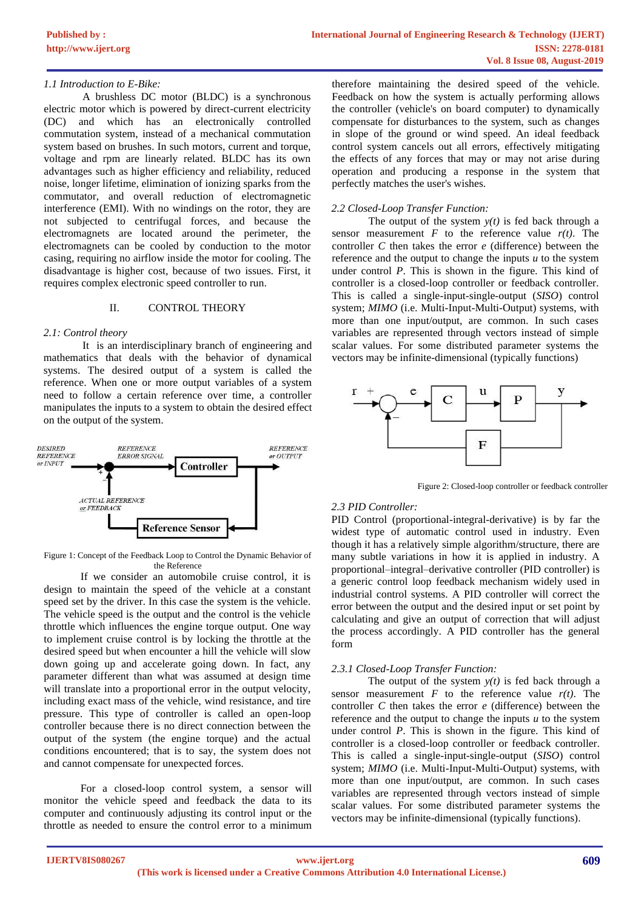*1.1 Introduction to E-Bike:*

A brushless DC motor (BLDC) is a synchronous electric motor which is powered by direct-current electricity (DC) and which has an electronically controlled commutation system, instead of a mechanical commutation system based on brushes. In such motors, current and torque, voltage and rpm are linearly related. BLDC has its own advantages such as higher efficiency and reliability, reduced noise, longer lifetime, elimination of ionizing sparks from the commutator, and overall reduction of electromagnetic interference (EMI). With no windings on the rotor, they are not subjected to centrifugal forces, and because the electromagnets are located around the perimeter, the electromagnets can be cooled by conduction to the motor casing, requiring no airflow inside the motor for cooling. The disadvantage is higher cost, because of two issues. First, it requires complex electronic speed controller to run.

## II. CONTROL THEORY

*2.1: Control theory*

It is an interdisciplinary branch of engineering and mathematics that deals with the behavior of dynamical systems. The desired output of a system is called the reference. When one or more output variables of a system need to follow a certain reference over time, a controller manipulates the inputs to a system to obtain the desired effect on the output of the system.

DESIRED REFERENCE or INPUT
REFERENCE ERROR SIGNAL
Controller
REFERENCE or OUTPUT
ACTUAL REFERENCE or FEEDBACK
Reference Sensor

Figure 1: Concept of the Feedback Loop to Control the Dynamic Behavior of the Reference

If we consider an automobile cruise control, it is design to maintain the speed of the vehicle at a constant speed set by the driver. In this case the system is the vehicle. The vehicle speed is the output and the control is the vehicle throttle which influences the engine torque output. One way to implement cruise control is by locking the throttle at the desired speed but when encounter a hill the vehicle will slow down going up and accelerate going down. In fact, any parameter different than what was assumed at design time will translate into a proportional error in the output velocity, including exact mass of the vehicle, wind resistance, and tire pressure. This type of controller is called an open-loop controller because there is no direct connection between the output of the system (the engine torque) and the actual conditions encountered; that is to say, the system does not and cannot compensate for unexpected forces.

For a closed-loop control system, a sensor will monitor the vehicle speed and feedback the data to its computer and continuously adjusting its control input or the throttle as needed to ensure the control error to a minimum therefore maintaining the desired speed of the vehicle. Feedback on how the system is actually performing allows the controller (vehicle's on board computer) to dynamically compensate for disturbances to the system, such as changes in slope of the ground or wind speed. An ideal feedback control system cancels out all errors, effectively mitigating the effects of any forces that may or may not arise during operation and producing a response in the system that perfectly matches the user's wishes.

*2.2 Closed-Loop Transfer Function:*

The output of the system $y(t)$ is fed back through a sensor measurement $F$ to the reference value $r(t)$. The controller $C$ then takes the error $e$ (difference) between the reference and the output to change the inputs $u$ to the system under control $P$. This is shown in the figure. This kind of controller is a closed-loop controller or feedback controller. This is called a single-input-single-output (*SISO*) control system; *MIMO* (i.e. Multi-Input-Multi-Output) systems, with more than one input/output, are common. In such cases variables are represented through vectors instead of simple scalar values. For some distributed parameter systems the vectors may be infinite-dimensional (typically functions)

r + e C u P y − F

Figure 2: Closed-loop controller or feedback controller

*2.3 PID Controller:*

PID Control (proportional-integral-derivative) is by far the widest type of automatic control used in industry. Even though it has a relatively simple algorithm/structure, there are many subtle variations in how it is applied in industry. A proportional–integral–derivative controller (PID controller) is a generic control loop feedback mechanism widely used in industrial control systems. A PID controller will correct the error between the output and the desired input or set point by calculating and give an output of correction that will adjust the process accordingly. A PID controller has the general form

*2.3.1 Closed-Loop Transfer Function:*

The output of the system $y(t)$ is fed back through a sensor measurement $F$ to the reference value $r(t)$. The controller $C$ then takes the error $e$ (difference) between the reference and the output to change the inputs $u$ to the system under control $P$. This is shown in the figure. This kind of controller is a closed-loop controller or feedback controller. This is called a single-input-single-output (*SISO*) control system; *MIMO* (i.e. Multi-Input-Multi-Output) systems, with more than one input/output, are common. In such cases variables are represented through vectors instead of simple scalar values. For some distributed parameter systems the vectors may be infinite-dimensional (typically functions).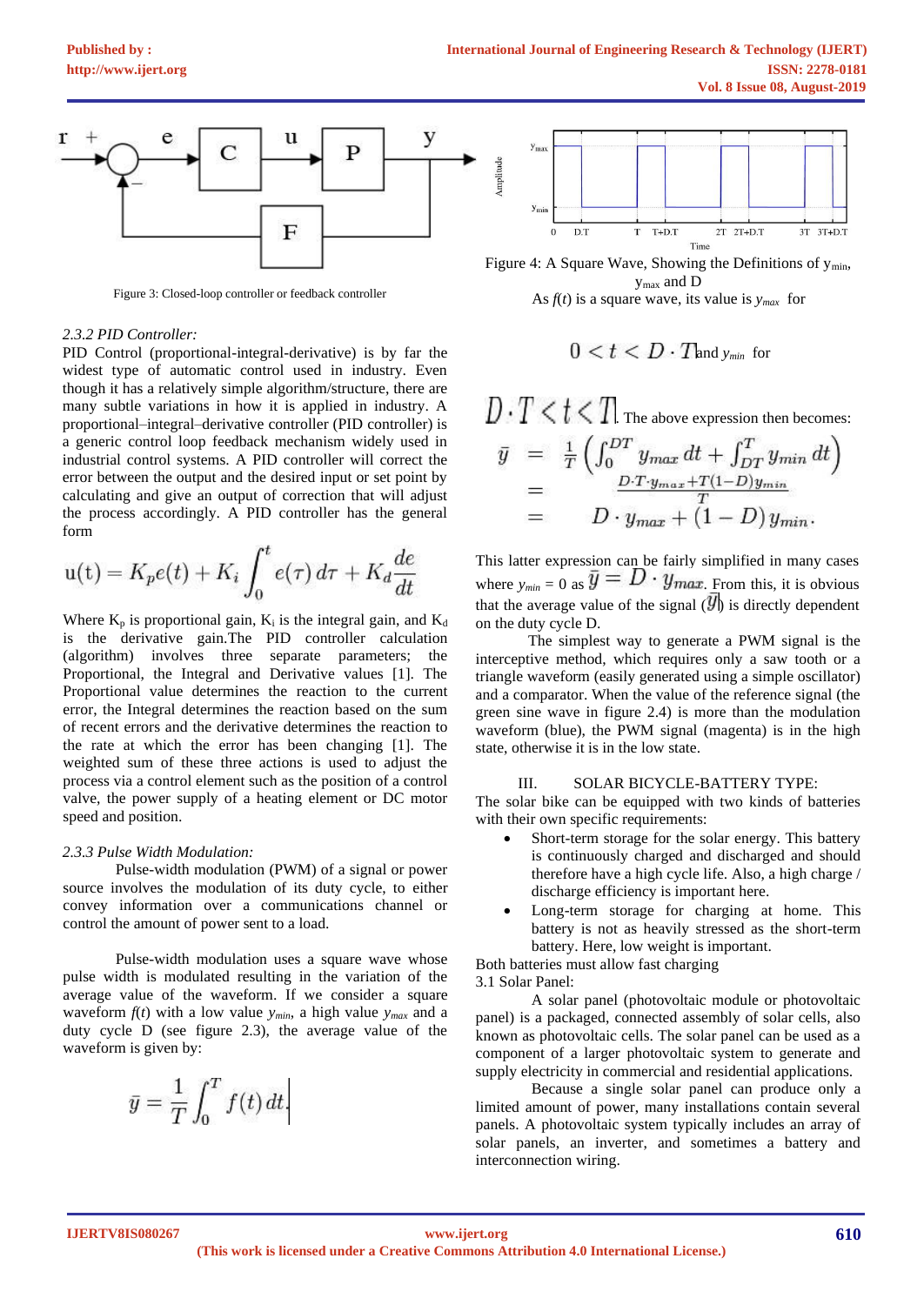r + e C u P y

F

Figure 3: Closed-loop controller or feedback controller

*2.3.2 PID Controller:*

PID Control (proportional-integral-derivative) is by far the widest type of automatic control used in industry. Even though it has a relatively simple algorithm/structure, there are many subtle variations in how it is applied in industry. A proportional–integral–derivative controller (PID controller) is a generic control loop feedback mechanism widely used in industrial control systems. A PID controller will correct the error between the output and the desired input or set point by calculating and give an output of correction that will adjust the process accordingly. A PID controller has the general form

$$u(t) = K_p e(t) + K_i \int_0^t e(\tau)\, d\tau + K_d \frac{de}{dt}$$

Where $K_p$ is proportional gain, $K_i$ is the integral gain, and $K_d$ is the derivative gain.The PID controller calculation (algorithm) involves three separate parameters; the Proportional, the Integral and Derivative values [1]. The Proportional value determines the reaction to the current error, the Integral determines the reaction based on the sum of recent errors and the derivative determines the reaction to the rate at which the error has been changing [1]. The weighted sum of these three actions is used to adjust the process via a control element such as the position of a control valve, the power supply of a heating element or DC motor speed and position.

*2.3.3 Pulse Width Modulation:*

Pulse-width modulation (PWM) of a signal or power source involves the modulation of its duty cycle, to either convey information over a communications channel or control the amount of power sent to a load.

Pulse-width modulation uses a square wave whose pulse width is modulated resulting in the variation of the average value of the waveform. If we consider a square waveform $f(t)$ with a low value $y_{min}$, a high value $y_{max}$ and a duty cycle D (see figure 2.3), the average value of the waveform is given by:

$$\bar{y} = \frac{1}{T} \int_0^T f(t)\, dt$$

Amplitude

$y_{max}$

$y_{min}$

0 D.T T T+D.T 2T 2T+D.T 3T 3T+D.T

Time

Figure 4: A Square Wave, Showing the Definitions of $y_{min}$, $y_{max}$ and D

As $f(t)$ is a square wave, its value is $y_{max}$ for

$0 < t < D \cdot T$ and $y_{min}$ for

$D \cdot T < t < T$. The above expression then becomes:

$$\begin{aligned} \bar{y} &= \frac{1}{T}\left(\int_0^{DT} y_{max}\, dt + \int_{DT}^{T} y_{min}\, dt\right) \\ &= \frac{D \cdot T \cdot y_{max} + T(1-D) y_{min}}{T} \\ &= D \cdot y_{max} + (1-D)\, y_{min}. \end{aligned}$$

This latter expression can be fairly simplified in many cases where $y_{min} = 0$ as $\bar{y} = D \cdot y_{max}$. From this, it is obvious that the average value of the signal ($\bar{y}$) is directly dependent on the duty cycle D.

The simplest way to generate a PWM signal is the interceptive method, which requires only a saw tooth or a triangle waveform (easily generated using a simple oscillator) and a comparator. When the value of the reference signal (the green sine wave in figure 2.4) is more than the modulation waveform (blue), the PWM signal (magenta) is in the high state, otherwise it is in the low state.

## III. SOLAR BICYCLE-BATTERY TYPE:

The solar bike can be equipped with two kinds of batteries with their own specific requirements:

- Short-term storage for the solar energy. This battery is continuously charged and discharged and should therefore have a high cycle life. Also, a high charge / discharge efficiency is important here.
- Long-term storage for charging at home. This battery is not as heavily stressed as the short-term battery. Here, low weight is important.

Both batteries must allow fast charging

3.1 Solar Panel:

A solar panel (photovoltaic module or photovoltaic panel) is a packaged, connected assembly of solar cells, also known as photovoltaic cells. The solar panel can be used as a component of a larger photovoltaic system to generate and supply electricity in commercial and residential applications.

Because a single solar panel can produce only a limited amount of power, many installations contain several panels. A photovoltaic system typically includes an array of solar panels, an inverter, and sometimes a battery and interconnection wiring.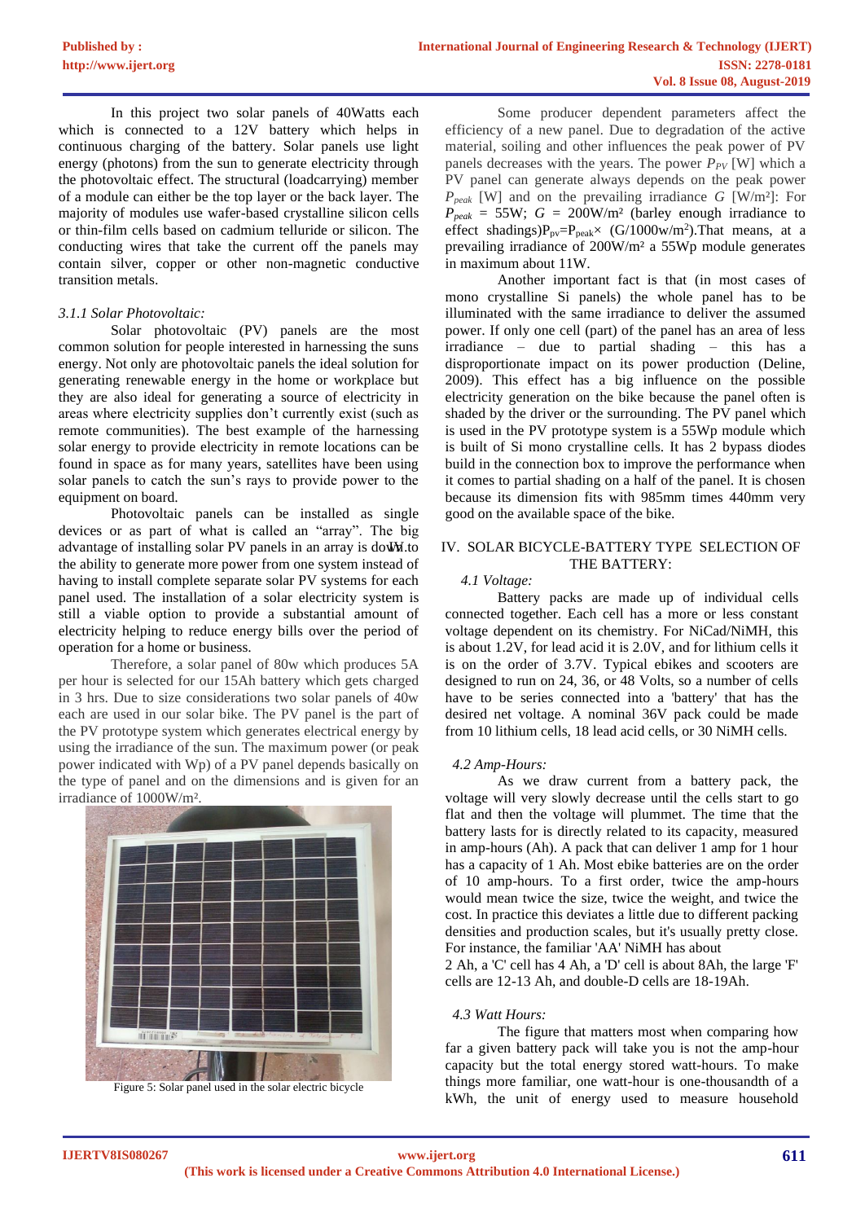In this project two solar panels of 40Watts each which is connected to a 12V battery which helps in continuous charging of the battery. Solar panels use light energy (photons) from the sun to generate electricity through the photovoltaic effect. The structural (loadcarrying) member of a module can either be the top layer or the back layer. The majority of modules use wafer-based crystalline silicon cells or thin-film cells based on cadmium telluride or silicon. The conducting wires that take the current off the panels may contain silver, copper or other non-magnetic conductive transition metals.

*3.1.1 Solar Photovoltaic:*

Solar photovoltaic (PV) panels are the most common solution for people interested in harnessing the suns energy. Not only are photovoltaic panels the ideal solution for generating renewable energy in the home or workplace but they are also ideal for generating a source of electricity in areas where electricity supplies don't currently exist (such as remote communities). The best example of the harnessing solar energy to provide electricity in remote locations can be found in space as for many years, satellites have been using solar panels to catch the sun's rays to provide power to the equipment on board.

Photovoltaic panels can be installed as single devices or as part of what is called an "array". The big advantage of installing solar PV panels in an array is dowW.to the ability to generate more power from one system instead of having to install complete separate solar PV systems for each panel used. The installation of a solar electricity system is still a viable option to provide a substantial amount of electricity helping to reduce energy bills over the period of operation for a home or business.

Therefore, a solar panel of 80w which produces 5A per hour is selected for our 15Ah battery which gets charged in 3 hrs. Due to size considerations two solar panels of 40w each are used in our solar bike. The PV panel is the part of the PV prototype system which generates electrical energy by using the irradiance of the sun. The maximum power (or peak power indicated with Wp) of a PV panel depends basically on the type of panel and on the dimensions and is given for an irradiance of 1000W/m².

Figure 5: Solar panel used in the solar electric bicycle

Some producer dependent parameters affect the efficiency of a new panel. Due to degradation of the active material, soiling and other influences the peak power of PV panels decreases with the years. The power $P_{PV}$ [W] which a PV panel can generate always depends on the peak power $P_{peak}$ [W] and on the prevailing irradiance $G$ [W/m²]: For $P_{peak}$ = 55W; $G$ = 200W/m² (barley enough irradiance to effect shadings)$P_{pv}$=$P_{peak}$× (G/1000w/m²).That means, at a prevailing irradiance of 200W/m² a 55Wp module generates in maximum about 11W.

Another important fact is that (in most cases of mono crystalline Si panels) the whole panel has to be illuminated with the same irradiance to deliver the assumed power. If only one cell (part) of the panel has an area of less irradiance – due to partial shading – this has a disproportionate impact on its power production (Deline, 2009). This effect has a big influence on the possible electricity generation on the bike because the panel often is shaded by the driver or the surrounding. The PV panel which is used in the PV prototype system is a 55Wp module which is built of Si mono crystalline cells. It has 2 bypass diodes build in the connection box to improve the performance when it comes to partial shading on a half of the panel. It is chosen because its dimension fits with 985mm times 440mm very good on the available space of the bike.

## IV. SOLAR BICYCLE-BATTERY TYPE SELECTION OF THE BATTERY:

*4.1 Voltage:*

Battery packs are made up of individual cells connected together. Each cell has a more or less constant voltage dependent on its chemistry. For NiCad/NiMH, this is about 1.2V, for lead acid it is 2.0V, and for lithium cells it is on the order of 3.7V. Typical ebikes and scooters are designed to run on 24, 36, or 48 Volts, so a number of cells have to be series connected into a 'battery' that has the desired net voltage. A nominal 36V pack could be made from 10 lithium cells, 18 lead acid cells, or 30 NiMH cells.

*4.2 Amp-Hours:*

As we draw current from a battery pack, the voltage will very slowly decrease until the cells start to go flat and then the voltage will plummet. The time that the battery lasts for is directly related to its capacity, measured in amp-hours (Ah). A pack that can deliver 1 amp for 1 hour has a capacity of 1 Ah. Most ebike batteries are on the order of 10 amp-hours. To a first order, twice the amp-hours would mean twice the size, twice the weight, and twice the cost. In practice this deviates a little due to different packing densities and production scales, but it's usually pretty close. For instance, the familiar 'AA' NiMH has about 2 Ah, a 'C' cell has 4 Ah, a 'D' cell is about 8Ah, the large 'F' cells are 12-13 Ah, and double-D cells are 18-19Ah.

*4.3 Watt Hours:*

The figure that matters most when comparing how far a given battery pack will take you is not the amp-hour capacity but the total energy stored watt-hours. To make things more familiar, one watt-hour is one-thousandth of a kWh, the unit of energy used to measure household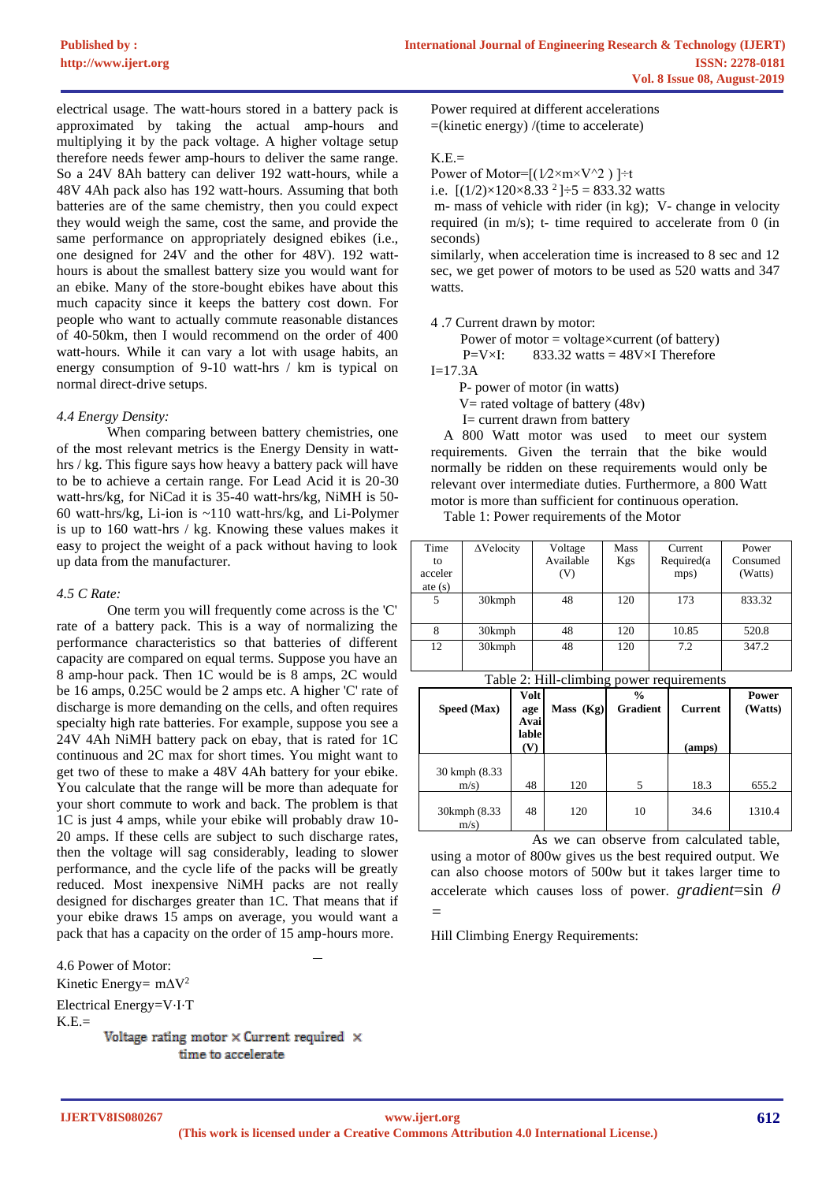electrical usage. The watt-hours stored in a battery pack is approximated by taking the actual amp-hours and multiplying it by the pack voltage. A higher voltage setup therefore needs fewer amp-hours to deliver the same range. So a 24V 8Ah battery can deliver 192 watt-hours, while a 48V 4Ah pack also has 192 watt-hours. Assuming that both batteries are of the same chemistry, then you could expect they would weigh the same, cost the same, and provide the same performance on appropriately designed ebikes (i.e., one designed for 24V and the other for 48V). 192 watt-hours is about the smallest battery size you would want for an ebike. Many of the store-bought ebikes have about this much capacity since it keeps the battery cost down. For people who want to actually commute reasonable distances of 40-50km, then I would recommend on the order of 400 watt-hours. While it can vary a lot with usage habits, an energy consumption of 9-10 watt-hrs / km is typical on normal direct-drive setups.

*4.4 Energy Density:*

When comparing between battery chemistries, one of the most relevant metrics is the Energy Density in watt-hrs / kg. This figure says how heavy a battery pack will have to be to achieve a certain range. For Lead Acid it is 20-30 watt-hrs/kg, for NiCad it is 35-40 watt-hrs/kg, NiMH is 50-60 watt-hrs/kg, Li-ion is ~110 watt-hrs/kg, and Li-Polymer is up to 160 watt-hrs / kg. Knowing these values makes it easy to project the weight of a pack without having to look up data from the manufacturer.

*4.5 C Rate:*

One term you will frequently come across is the 'C' rate of a battery pack. This is a way of normalizing the performance characteristics so that batteries of different capacity are compared on equal terms. Suppose you have an 8 amp-hour pack. Then 1C would be is 8 amps, 2C would be 16 amps, 0.25C would be 2 amps etc. A higher 'C' rate of discharge is more demanding on the cells, and often requires specialty high rate batteries. For example, suppose you see a 24V 4Ah NiMH battery pack on ebay, that is rated for 1C continuous and 2C max for short times. You might want to get two of these to make a 48V 4Ah battery for your ebike. You calculate that the range will be more than adequate for your short commute to work and back. The problem is that 1C is just 4 amps, while your ebike will probably draw 10-20 amps. If these cells are subject to such discharge rates, then the voltage will sag considerably, leading to slower performance, and the cycle life of the packs will be greatly reduced. Most inexpensive NiMH packs are not really designed for discharges greater than 1C. That means that if your ebike draws 15 amps on average, you would want a pack that has a capacity on the order of 15 amp-hours more.

4.6 Power of Motor:

Kinetic Energy= $m\Delta V^2$

Electrical Energy=V·I·T

K.E.=

$$\text{Voltage rating motor} \times \text{Current required} \times \text{time to accelerate}$$

Power required at different accelerations
=(kinetic energy) /(time to accelerate)

K.E.=

Power of Motor=$[(1/2 \times m \times V^2)] \div t$

i.e. $[(1/2)\times 120\times 8.33^2] \div 5 = 833.32$ watts

m- mass of vehicle with rider (in kg); V- change in velocity required (in m/s); t- time required to accelerate from 0 (in seconds)

similarly, when acceleration time is increased to 8 sec and 12 sec, we get power of motors to be used as 520 watts and 347 watts.

4 .7 Current drawn by motor:

Power of motor = voltage×current (of battery)

P=V×I: 833.32 watts = 48V×I Therefore I=17.3A

P- power of motor (in watts)

V= rated voltage of battery (48v)

I= current drawn from battery

A 800 Watt motor was used to meet our system requirements. Given the terrain that the bike would normally be ridden on these requirements would only be relevant over intermediate duties. Furthermore, a 800 Watt motor is more than sufficient for continuous operation.

Table 1: Power requirements of the Motor

| Time to accelerate (s) | ΔVelocity | Voltage Available (V) | Mass Kgs | Current Required(amps) | Power Consumed (Watts) |
|---|---|---|---|---|---|
| 5 | 30kmph | 48 | 120 | 173 | 833.32 |
| 8 | 30kmph | 48 | 120 | 10.85 | 520.8 |
| 12 | 30kmph | 48 | 120 | 7.2 | 347.2 |

Table 2: Hill-climbing power requirements

| **Speed (Max)** | **Voltage Available (V)** | **Mass (Kg)** | **% Gradient** | **Current (amps)** | **Power (Watts)** |
|---|---|---|---|---|---|
| 30 kmph (8.33 m/s) | 48 | 120 | 5 | 18.3 | 655.2 |
| 30kmph (8.33 m/s) | 48 | 120 | 10 | 34.6 | 1310.4 |

As we can observe from calculated table, using a motor of 800w gives us the best required output. We can also choose motors of 500w but it takes larger time to accelerate which causes loss of power. $gradient = \sin\theta$ =

Hill Climbing Energy Requirements: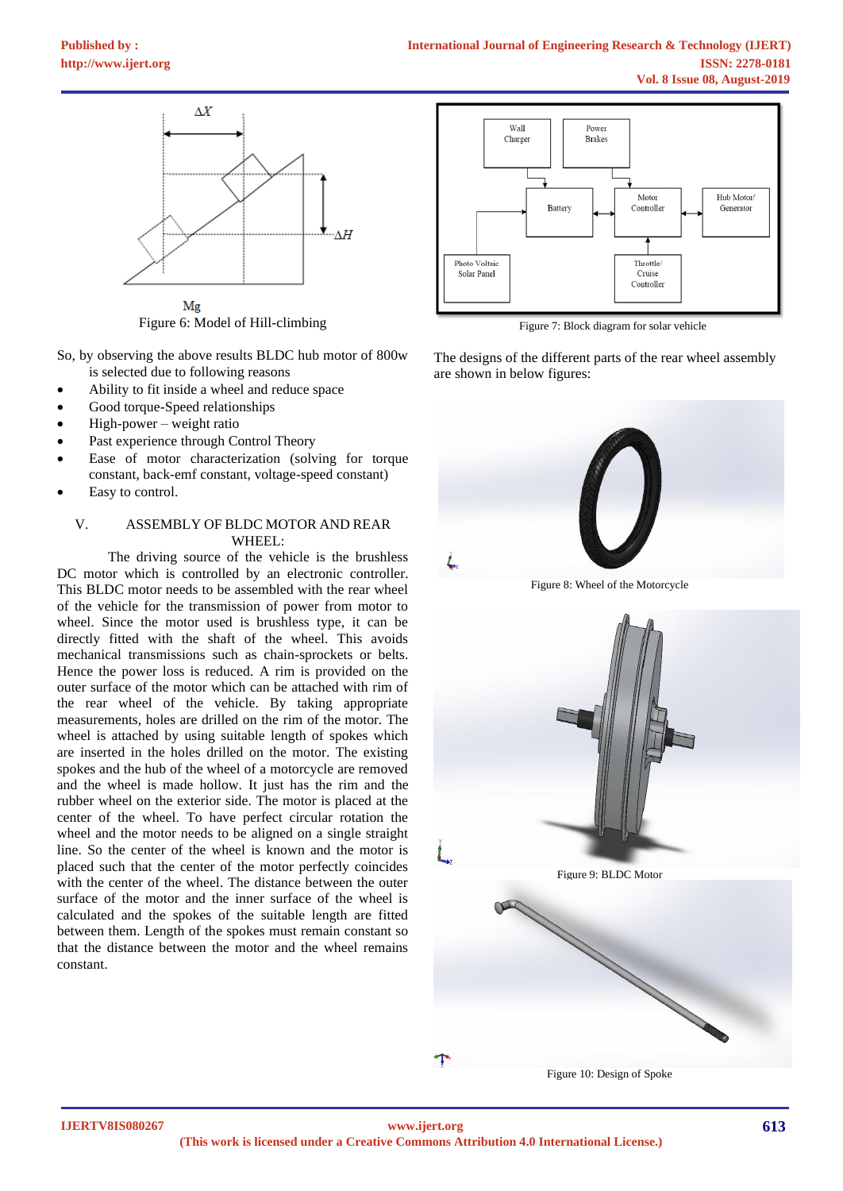$\Delta X$

$\Delta H$

Mg

Figure 6: Model of Hill-climbing

So, by observing the above results BLDC hub motor of 800w is selected due to following reasons

- Ability to fit inside a wheel and reduce space
- Good torque-Speed relationships
- High-power – weight ratio
- Past experience through Control Theory
- Ease of motor characterization (solving for torque constant, back-emf constant, voltage-speed constant)
- Easy to control.

## V. ASSEMBLY OF BLDC MOTOR AND REAR WHEEL:

The driving source of the vehicle is the brushless DC motor which is controlled by an electronic controller. This BLDC motor needs to be assembled with the rear wheel of the vehicle for the transmission of power from motor to wheel. Since the motor used is brushless type, it can be directly fitted with the shaft of the wheel. This avoids mechanical transmissions such as chain-sprockets or belts. Hence the power loss is reduced. A rim is provided on the outer surface of the motor which can be attached with rim of the rear wheel of the vehicle. By taking appropriate measurements, holes are drilled on the rim of the motor. The wheel is attached by using suitable length of spokes which are inserted in the holes drilled on the motor. The existing spokes and the hub of the wheel of a motorcycle are removed and the wheel is made hollow. It just has the rim and the rubber wheel on the exterior side. The motor is placed at the center of the wheel. To have perfect circular rotation the wheel and the motor needs to be aligned on a single straight line. So the center of the wheel is known and the motor is placed such that the center of the motor perfectly coincides with the center of the wheel. The distance between the outer surface of the motor and the inner surface of the wheel is calculated and the spokes of the suitable length are fitted between them. Length of the spokes must remain constant so that the distance between the motor and the wheel remains constant.

Wall Charger

Power Brakes

Battery

Motor Controller

Hub Motor/ Generator

Photo Voltaic Solar Panel

Throttle/ Cruise Controller

Figure 7: Block diagram for solar vehicle

The designs of the different parts of the rear wheel assembly are shown in below figures:

Figure 8: Wheel of the Motorcycle

Figure 9: BLDC Motor

Figure 10: Design of Spoke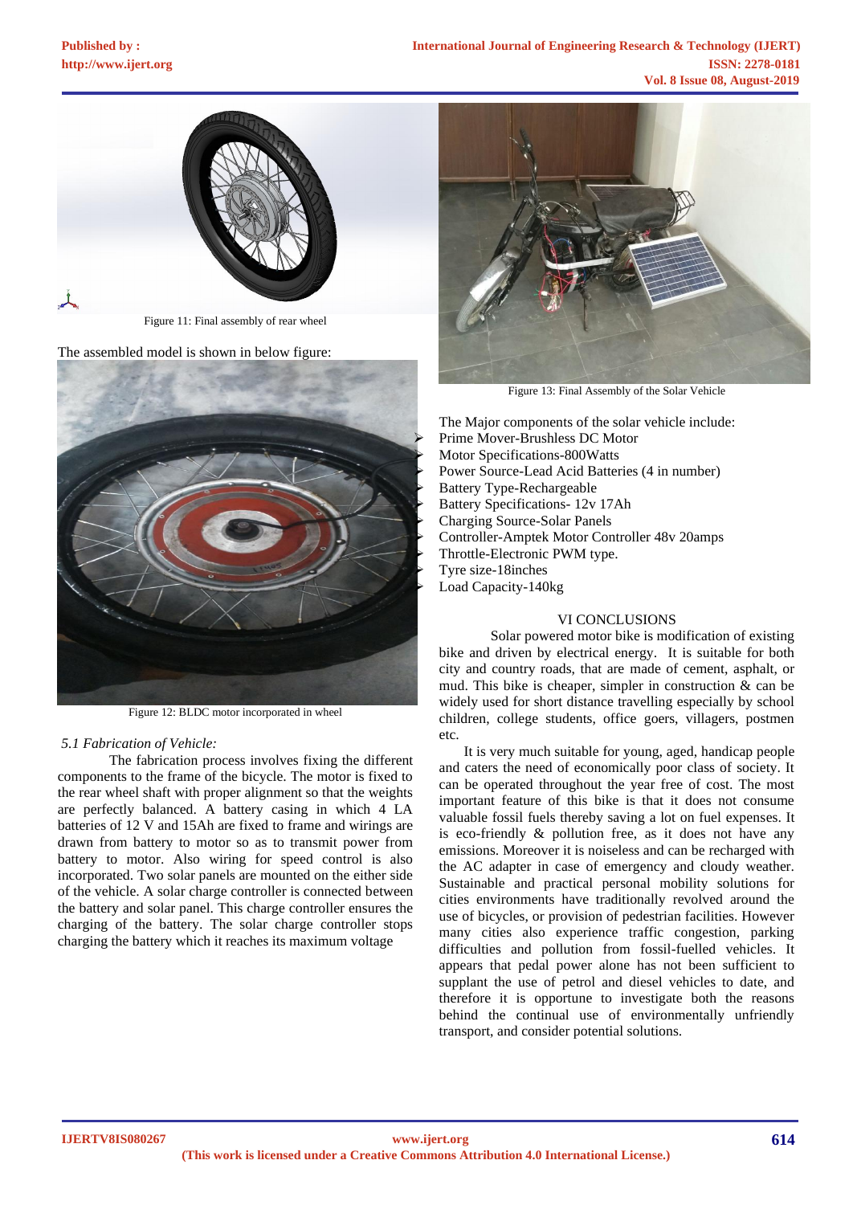Figure 11: Final assembly of rear wheel

The assembled model is shown in below figure:

Figure 12: BLDC motor incorporated in wheel

*5.1 Fabrication of Vehicle:*

The fabrication process involves fixing the different components to the frame of the bicycle. The motor is fixed to the rear wheel shaft with proper alignment so that the weights are perfectly balanced. A battery casing in which 4 LA batteries of 12 V and 15Ah are fixed to frame and wirings are drawn from battery to motor so as to transmit power from battery to motor. Also wiring for speed control is also incorporated. Two solar panels are mounted on the either side of the vehicle. A solar charge controller is connected between the battery and solar panel. This charge controller ensures the charging of the battery. The solar charge controller stops charging the battery which it reaches its maximum voltage

Figure 13: Final Assembly of the Solar Vehicle

The Major components of the solar vehicle include:

- Prime Mover-Brushless DC Motor
- Motor Specifications-800Watts
- Power Source-Lead Acid Batteries (4 in number)
- Battery Type-Rechargeable
- Battery Specifications- 12v 17Ah
- Charging Source-Solar Panels
- Controller-Amptek Motor Controller 48v 20amps
- Throttle-Electronic PWM type.
- Tyre size-18inches
- Load Capacity-140kg

## VI CONCLUSIONS

Solar powered motor bike is modification of existing bike and driven by electrical energy. It is suitable for both city and country roads, that are made of cement, asphalt, or mud. This bike is cheaper, simpler in construction & can be widely used for short distance travelling especially by school children, college students, office goers, villagers, postmen etc.

It is very much suitable for young, aged, handicap people and caters the need of economically poor class of society. It can be operated throughout the year free of cost. The most important feature of this bike is that it does not consume valuable fossil fuels thereby saving a lot on fuel expenses. It is eco-friendly & pollution free, as it does not have any emissions. Moreover it is noiseless and can be recharged with the AC adapter in case of emergency and cloudy weather. Sustainable and practical personal mobility solutions for cities environments have traditionally revolved around the use of bicycles, or provision of pedestrian facilities. However many cities also experience traffic congestion, parking difficulties and pollution from fossil-fuelled vehicles. It appears that pedal power alone has not been sufficient to supplant the use of petrol and diesel vehicles to date, and therefore it is opportune to investigate both the reasons behind the continual use of environmentally unfriendly transport, and consider potential solutions.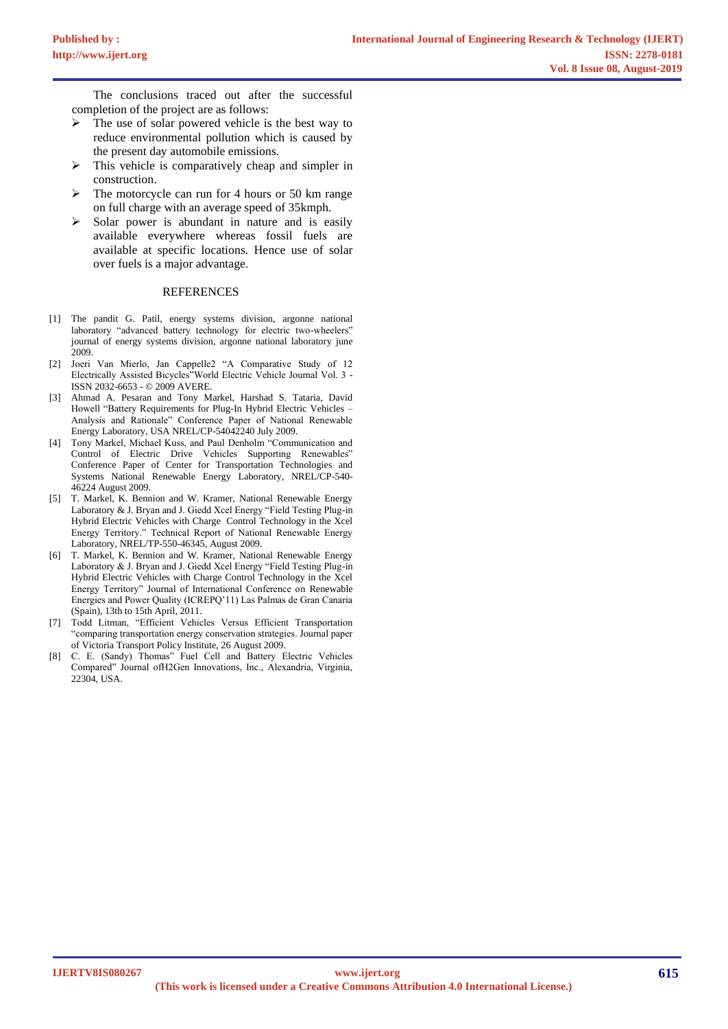The conclusions traced out after the successful completion of the project are as follows:

- The use of solar powered vehicle is the best way to reduce environmental pollution which is caused by the present day automobile emissions.
- This vehicle is comparatively cheap and simpler in construction.
- The motorcycle can run for 4 hours or 50 km range on full charge with an average speed of 35kmph.
- Solar power is abundant in nature and is easily available everywhere whereas fossil fuels are available at specific locations. Hence use of solar over fuels is a major advantage.

## REFERENCES

[1] The pandit G. Patil, energy systems division, argonne national laboratory "advanced battery technology for electric two-wheelers" journal of energy systems division, argonne national laboratory june 2009.

[2] Joeri Van Mierlo, Jan Cappelle2 "A Comparative Study of 12 Electrically Assisted Bicycles"World Electric Vehicle Journal Vol. 3 - ISSN 2032-6653 - © 2009 AVERE.

[3] Ahmad A. Pesaran and Tony Markel, Harshad S. Tataria, David Howell "Battery Requirements for Plug-In Hybrid Electric Vehicles – Analysis and Rationale" Conference Paper of National Renewable Energy Laboratory, USA NREL/CP-54042240 July 2009.

[4] Tony Markel, Michael Kuss, and Paul Denholm "Communication and Control of Electric Drive Vehicles Supporting Renewables" Conference Paper of Center for Transportation Technologies and Systems National Renewable Energy Laboratory, NREL/CP-540-46224 August 2009.

[5] T. Markel, K. Bennion and W. Kramer, National Renewable Energy Laboratory & J. Bryan and J. Giedd Xcel Energy "Field Testing Plug-in Hybrid Electric Vehicles with Charge Control Technology in the Xcel Energy Territory." Technical Report of National Renewable Energy Laboratory, NREL/TP-550-46345, August 2009.

[6] T. Markel, K. Bennion and W. Kramer, National Renewable Energy Laboratory & J. Bryan and J. Giedd Xcel Energy "Field Testing Plug-in Hybrid Electric Vehicles with Charge Control Technology in the Xcel Energy Territory" Journal of International Conference on Renewable Energies and Power Quality (ICREPQ'11) Las Palmas de Gran Canaria (Spain), 13th to 15th April, 2011.

[7] Todd Litman, "Efficient Vehicles Versus Efficient Transportation "comparing transportation energy conservation strategies. Journal paper of Victoria Transport Policy Institute, 26 August 2009.

[8] C. E. (Sandy) Thomas" Fuel Cell and Battery Electric Vehicles Compared" Journal ofH2Gen Innovations, Inc., Alexandria, Virginia, 22304, USA.